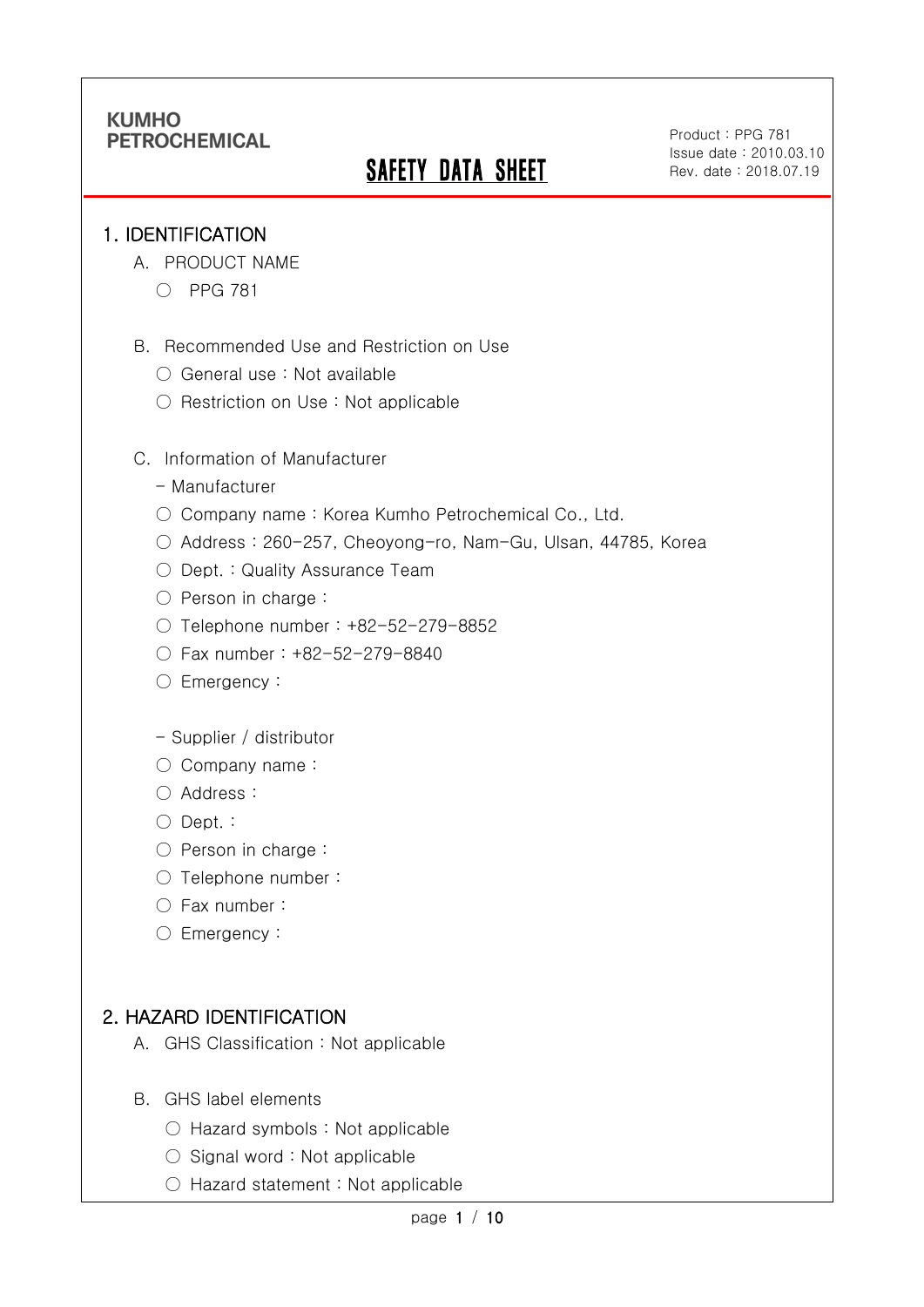**KUMHO PETROCHEMICAL**

Product : PPG 781
Issue date : 2010.03.10
Rev. date : 2018.07.19

# SAFETY DATA SHEET

## 1. IDENTIFICATION

A. PRODUCT NAME

○ PPG 781

B. Recommended Use and Restriction on Use

○ General use : Not available

○ Restriction on Use : Not applicable

C. Information of Manufacturer

- Manufacturer

○ Company name : Korea Kumho Petrochemical Co., Ltd.

○ Address : 260-257, Cheoyong-ro, Nam-Gu, Ulsan, 44785, Korea

○ Dept. : Quality Assurance Team

○ Person in charge :

○ Telephone number : +82-52-279-8852

○ Fax number : +82-52-279-8840

○ Emergency :

- Supplier / distributor

○ Company name :

○ Address :

○ Dept. :

○ Person in charge :

○ Telephone number :

○ Fax number :

○ Emergency :

## 2. HAZARD IDENTIFICATION

A. GHS Classification : Not applicable

B. GHS label elements

○ Hazard symbols : Not applicable

○ Signal word : Not applicable

○ Hazard statement : Not applicable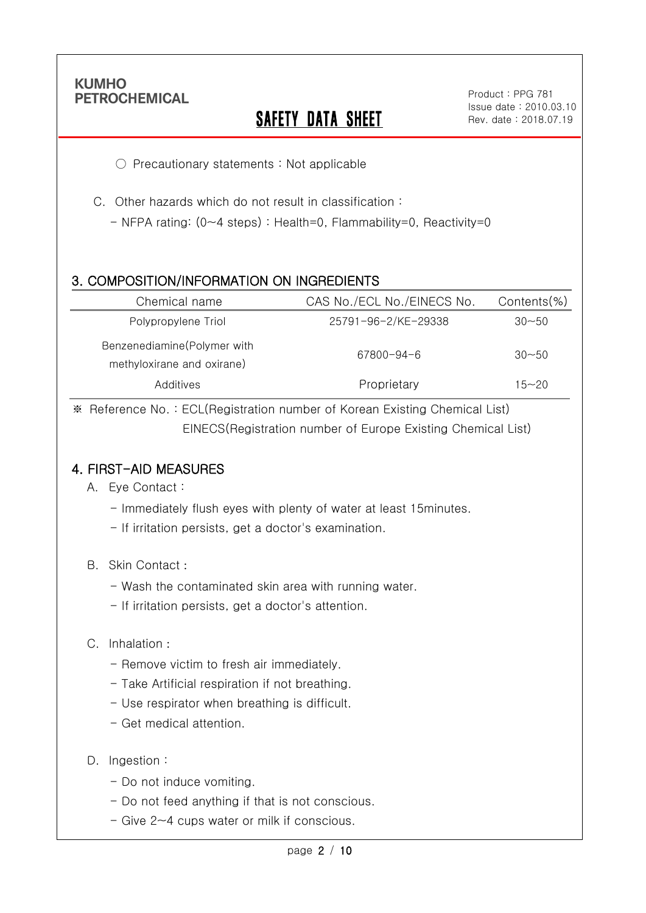○ Precautionary statements : Not applicable

C. Other hazards which do not result in classification :

- NFPA rating: (0~4 steps) : Health=0, Flammability=0, Reactivity=0

## 3. COMPOSITION/INFORMATION ON INGREDIENTS

| Chemical name | CAS No./ECL No./EINECS No. | Contents(%) |
|---|---|---|
| Polypropylene Triol | 25791-96-2/KE-29338 | 30~50 |
| Benzenediamine(Polymer with methyloxirane and oxirane) | 67800-94-6 | 30~50 |
| Additives | Proprietary | 15~20 |

※ Reference No. : ECL(Registration number of Korean Existing Chemical List)
EINECS(Registration number of Europe Existing Chemical List)

## 4. FIRST-AID MEASURES

A. Eye Contact :

- Immediately flush eyes with plenty of water at least 15minutes.
- If irritation persists, get a doctor's examination.

B. Skin Contact :

- Wash the contaminated skin area with running water.
- If irritation persists, get a doctor's attention.

C. Inhalation :

- Remove victim to fresh air immediately.
- Take Artificial respiration if not breathing.
- Use respirator when breathing is difficult.
- Get medical attention.

D. Ingestion :

- Do not induce vomiting.
- Do not feed anything if that is not conscious.
- Give 2~4 cups water or milk if conscious.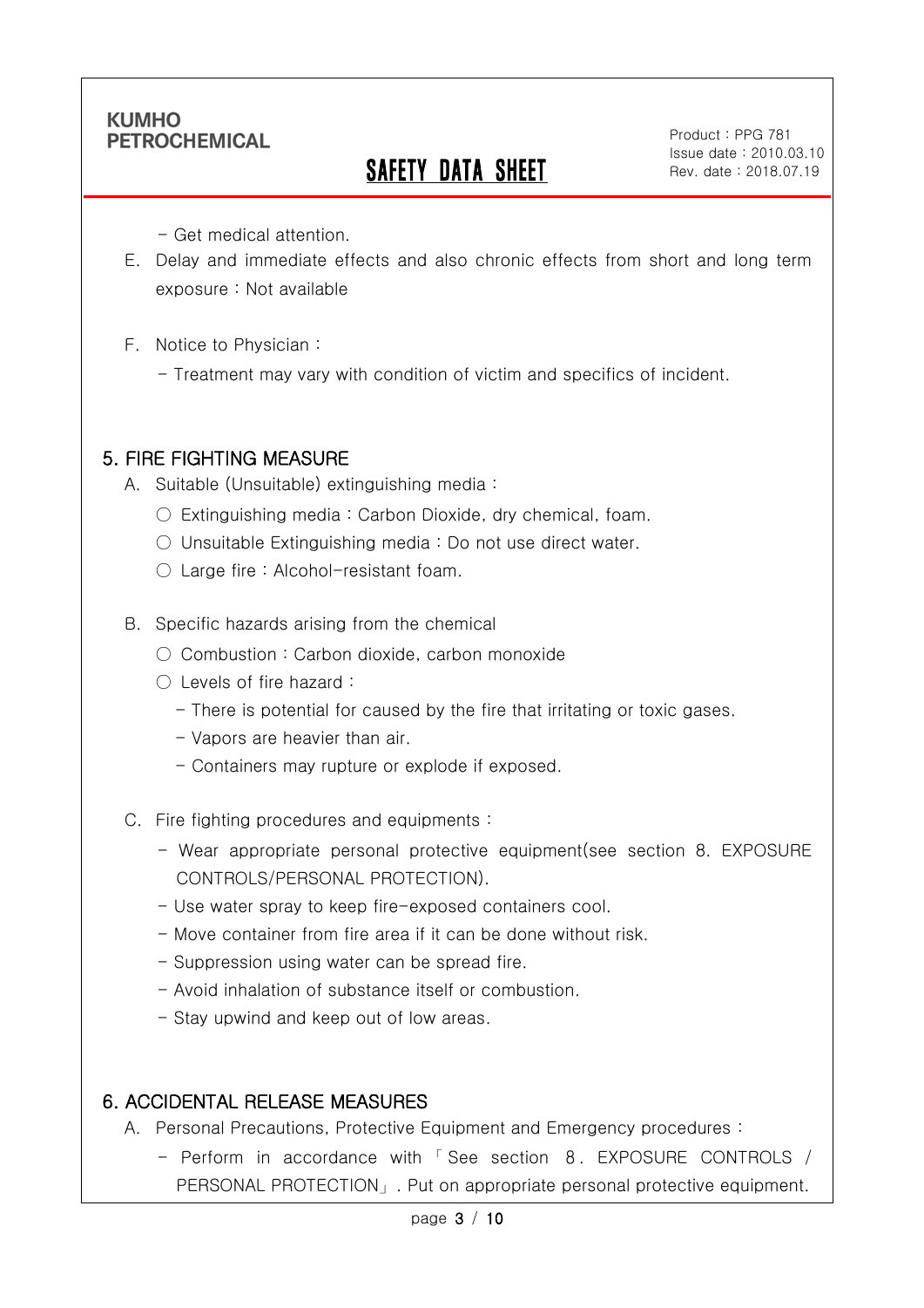- Get medical attention.

E. Delay and immediate effects and also chronic effects from short and long term exposure : Not available

F. Notice to Physician :

- Treatment may vary with condition of victim and specifics of incident.

## 5. FIRE FIGHTING MEASURE

A. Suitable (Unsuitable) extinguishing media :

○ Extinguishing media : Carbon Dioxide, dry chemical, foam.

○ Unsuitable Extinguishing media : Do not use direct water.

○ Large fire : Alcohol-resistant foam.

B. Specific hazards arising from the chemical

○ Combustion : Carbon dioxide, carbon monoxide

○ Levels of fire hazard :

- There is potential for caused by the fire that irritating or toxic gases.
- Vapors are heavier than air.
- Containers may rupture or explode if exposed.

C. Fire fighting procedures and equipments :

- Wear appropriate personal protective equipment(see section 8. EXPOSURE CONTROLS/PERSONAL PROTECTION).
- Use water spray to keep fire-exposed containers cool.
- Move container from fire area if it can be done without risk.
- Suppression using water can be spread fire.
- Avoid inhalation of substance itself or combustion.
- Stay upwind and keep out of low areas.

## 6. ACCIDENTAL RELEASE MEASURES

A. Personal Precautions, Protective Equipment and Emergency procedures :

- Perform in accordance with 「See section 8. EXPOSURE CONTROLS / PERSONAL PROTECTION」. Put on appropriate personal protective equipment.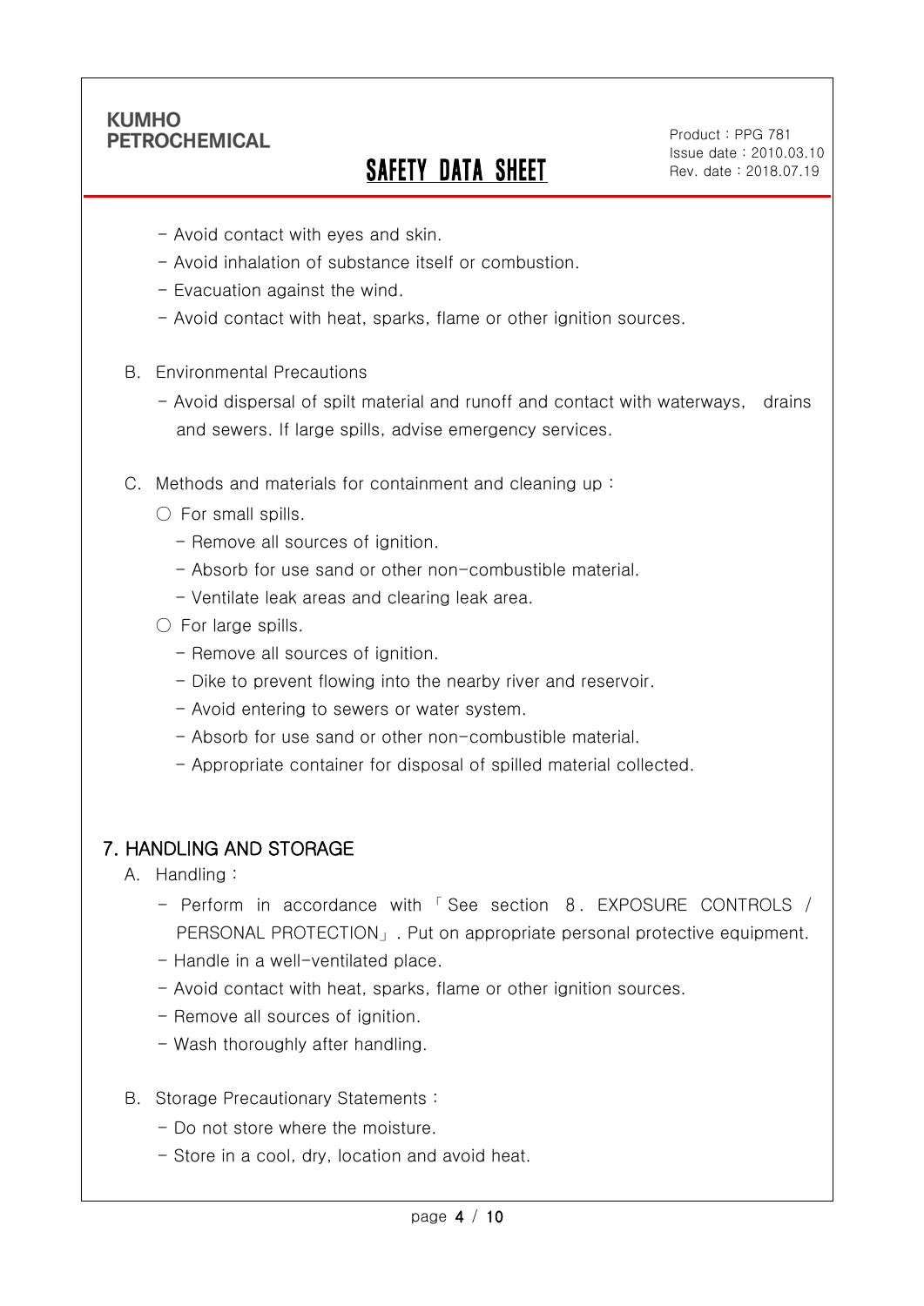- Avoid contact with eyes and skin.
- Avoid inhalation of substance itself or combustion.
- Evacuation against the wind.
- Avoid contact with heat, sparks, flame or other ignition sources.

B. Environmental Precautions

- Avoid dispersal of spilt material and runoff and contact with waterways, drains and sewers. If large spills, advise emergency services.

C. Methods and materials for containment and cleaning up :

○ For small spills.

- Remove all sources of ignition.
- Absorb for use sand or other non-combustible material.
- Ventilate leak areas and clearing leak area.

○ For large spills.

- Remove all sources of ignition.
- Dike to prevent flowing into the nearby river and reservoir.
- Avoid entering to sewers or water system.
- Absorb for use sand or other non-combustible material.
- Appropriate container for disposal of spilled material collected.

## 7. HANDLING AND STORAGE

A. Handling :

- Perform in accordance with 「See section 8. EXPOSURE CONTROLS / PERSONAL PROTECTION」. Put on appropriate personal protective equipment.
- Handle in a well-ventilated place.
- Avoid contact with heat, sparks, flame or other ignition sources.
- Remove all sources of ignition.
- Wash thoroughly after handling.

B. Storage Precautionary Statements :

- Do not store where the moisture.
- Store in a cool, dry, location and avoid heat.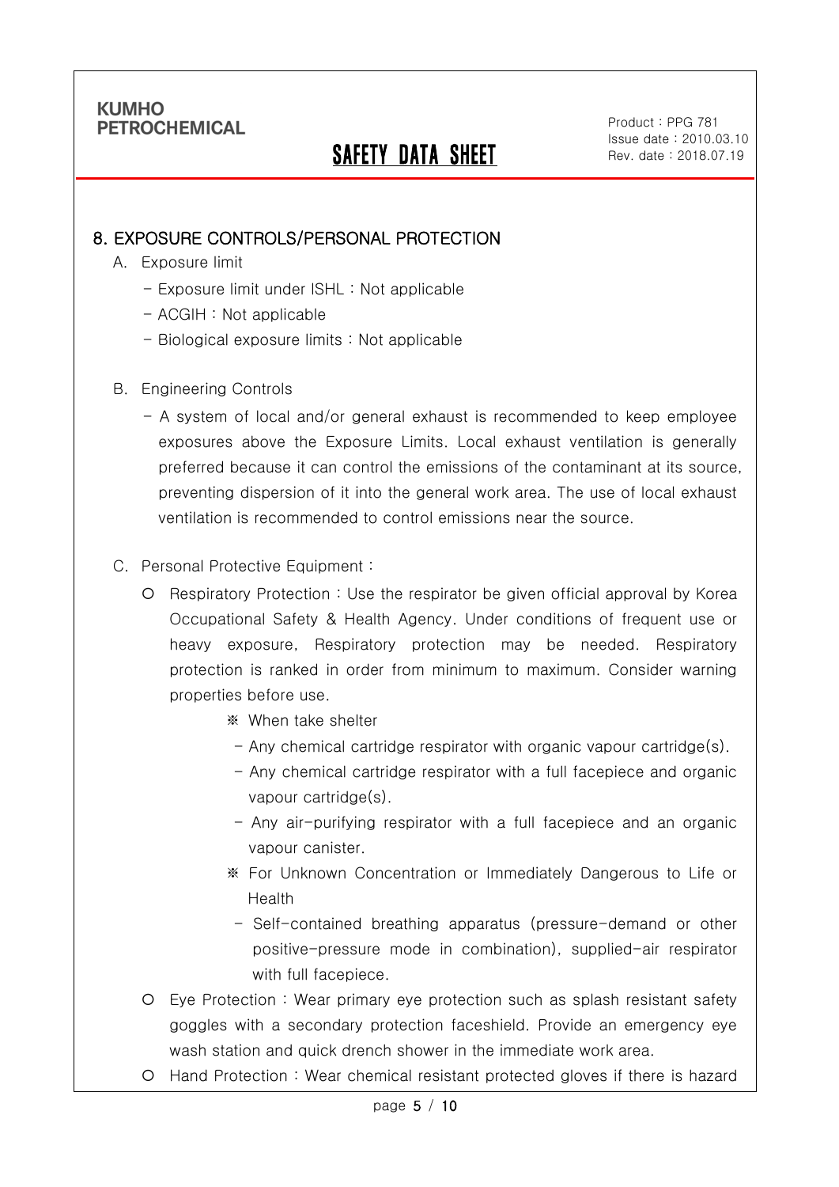## 8. EXPOSURE CONTROLS/PERSONAL PROTECTION

A. Exposure limit

- Exposure limit under ISHL : Not applicable
- ACGIH : Not applicable
- Biological exposure limits : Not applicable

B. Engineering Controls

- A system of local and/or general exhaust is recommended to keep employee exposures above the Exposure Limits. Local exhaust ventilation is generally preferred because it can control the emissions of the contaminant at its source, preventing dispersion of it into the general work area. The use of local exhaust ventilation is recommended to control emissions near the source.

C. Personal Protective Equipment :

- Respiratory Protection : Use the respirator be given official approval by Korea Occupational Safety & Health Agency. Under conditions of frequent use or heavy exposure, Respiratory protection may be needed. Respiratory protection is ranked in order from minimum to maximum. Consider warning properties before use.

  ※ When take shelter

  - Any chemical cartridge respirator with organic vapour cartridge(s).
  - Any chemical cartridge respirator with a full facepiece and organic vapour cartridge(s).
  - Any air-purifying respirator with a full facepiece and an organic vapour canister.

  ※ For Unknown Concentration or Immediately Dangerous to Life or Health

  - Self-contained breathing apparatus (pressure-demand or other positive-pressure mode in combination), supplied-air respirator with full facepiece.

- Eye Protection : Wear primary eye protection such as splash resistant safety goggles with a secondary protection faceshield. Provide an emergency eye wash station and quick drench shower in the immediate work area.
- Hand Protection : Wear chemical resistant protected gloves if there is hazard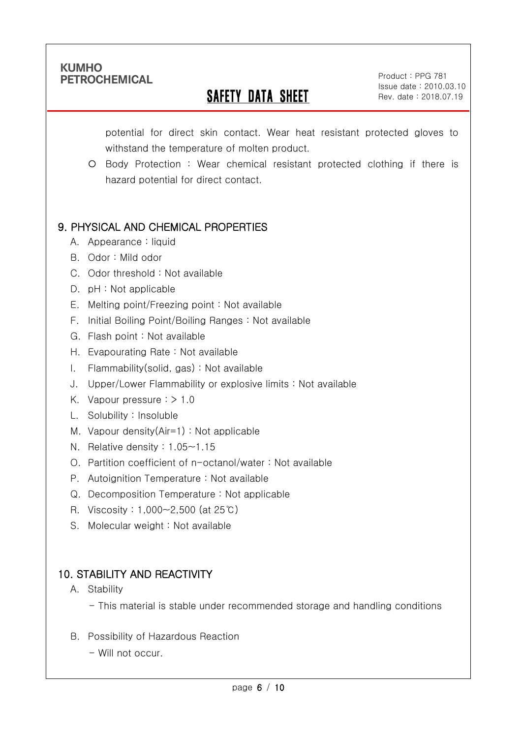potential for direct skin contact. Wear heat resistant protected gloves to withstand the temperature of molten product.

- Body Protection : Wear chemical resistant protected clothing if there is hazard potential for direct contact.

## 9. PHYSICAL AND CHEMICAL PROPERTIES

A. Appearance : liquid

B. Odor : Mild odor

C. Odor threshold : Not available

D. pH : Not applicable

E. Melting point/Freezing point : Not available

F. Initial Boiling Point/Boiling Ranges : Not available

G. Flash point : Not available

H. Evapourating Rate : Not available

I. Flammability(solid, gas) : Not available

J. Upper/Lower Flammability or explosive limits : Not available

K. Vapour pressure : > 1.0

L. Solubility : Insoluble

M. Vapour density(Air=1) : Not applicable

N. Relative density : 1.05~1.15

O. Partition coefficient of n-octanol/water : Not available

P. Autoignition Temperature : Not available

Q. Decomposition Temperature : Not applicable

R. Viscosity : 1,000~2,500 (at 25℃)

S. Molecular weight : Not available

## 10. STABILITY AND REACTIVITY

A. Stability

- This material is stable under recommended storage and handling conditions

B. Possibility of Hazardous Reaction

- Will not occur.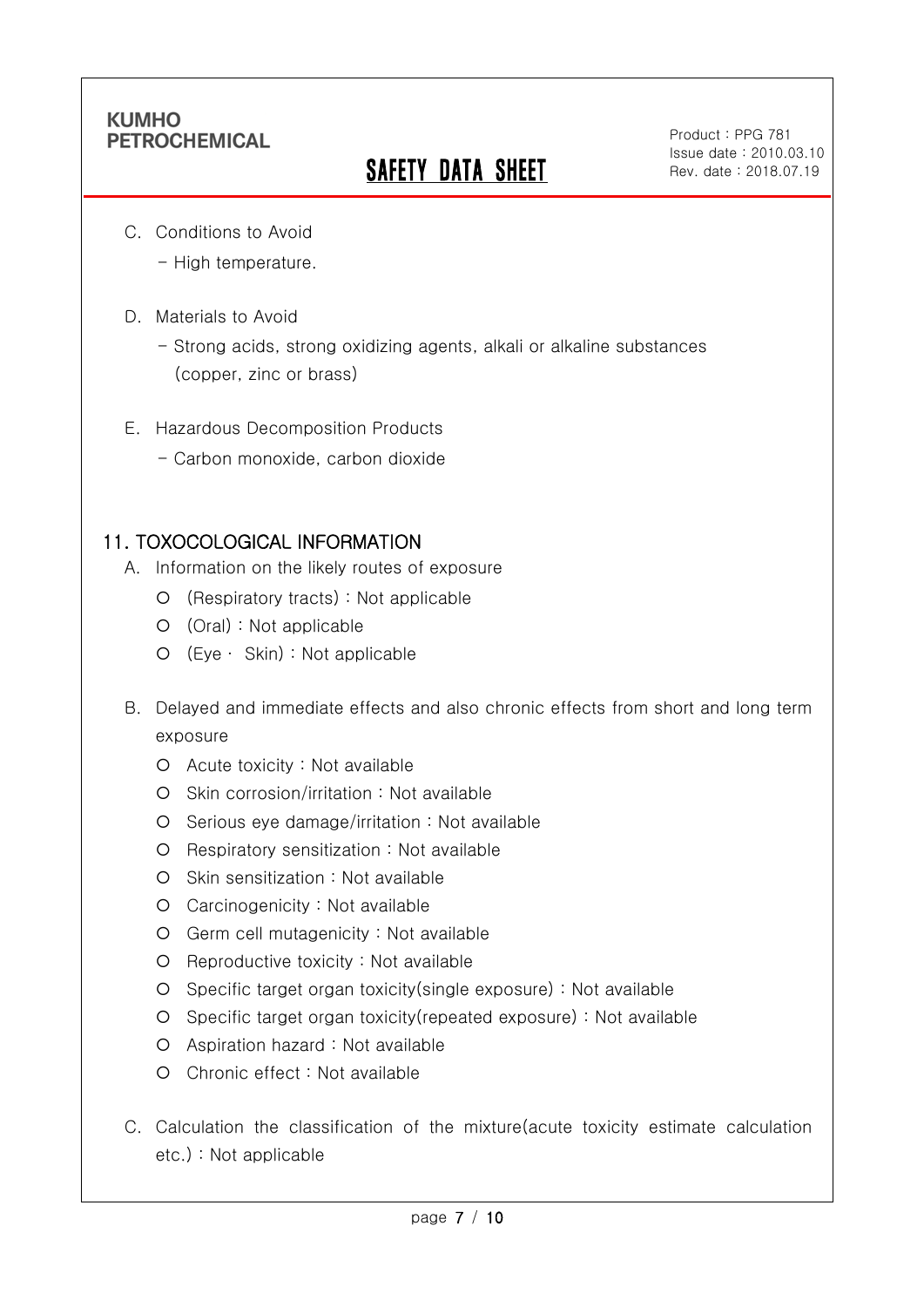C. Conditions to Avoid

- High temperature.

D. Materials to Avoid

- Strong acids, strong oxidizing agents, alkali or alkaline substances (copper, zinc or brass)

E. Hazardous Decomposition Products

- Carbon monoxide, carbon dioxide

## 11. TOXOCOLOGICAL INFORMATION

A. Information on the likely routes of exposure

- (Respiratory tracts) : Not applicable
- (Oral) : Not applicable
- (Eye · Skin) : Not applicable

B. Delayed and immediate effects and also chronic effects from short and long term exposure

- Acute toxicity : Not available
- Skin corrosion/irritation : Not available
- Serious eye damage/irritation : Not available
- Respiratory sensitization : Not available
- Skin sensitization : Not available
- Carcinogenicity : Not available
- Germ cell mutagenicity : Not available
- Reproductive toxicity : Not available
- Specific target organ toxicity(single exposure) : Not available
- Specific target organ toxicity(repeated exposure) : Not available
- Aspiration hazard : Not available
- Chronic effect : Not available

C. Calculation the classification of the mixture(acute toxicity estimate calculation etc.) : Not applicable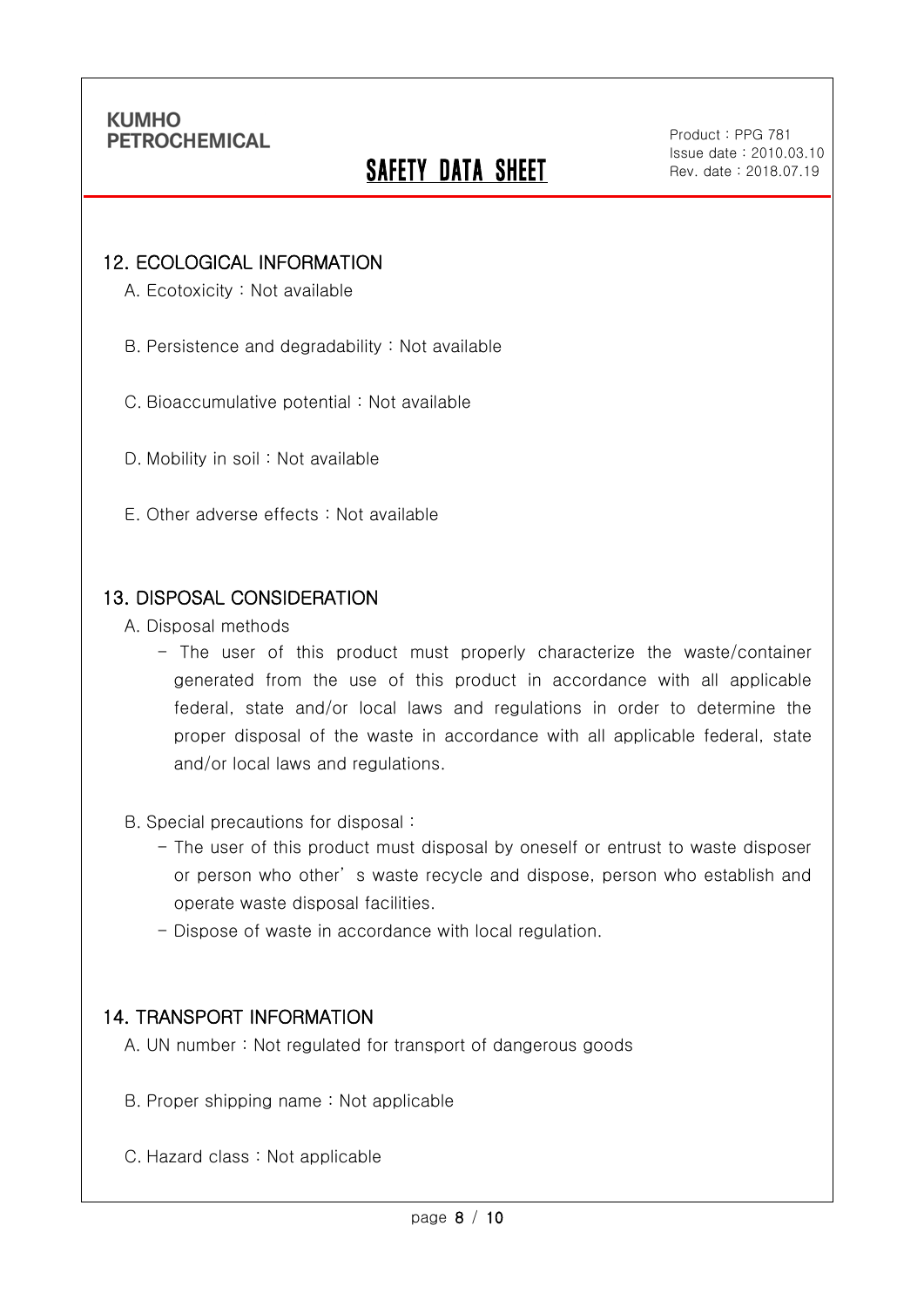## 12. ECOLOGICAL INFORMATION

A. Ecotoxicity : Not available

B. Persistence and degradability : Not available

C. Bioaccumulative potential : Not available

D. Mobility in soil : Not available

E. Other adverse effects : Not available

## 13. DISPOSAL CONSIDERATION

A. Disposal methods

- The user of this product must properly characterize the waste/container generated from the use of this product in accordance with all applicable federal, state and/or local laws and regulations in order to determine the proper disposal of the waste in accordance with all applicable federal, state and/or local laws and regulations.

B. Special precautions for disposal :

- The user of this product must disposal by oneself or entrust to waste disposer or person who other' s waste recycle and dispose, person who establish and operate waste disposal facilities.
- Dispose of waste in accordance with local regulation.

## 14. TRANSPORT INFORMATION

A. UN number : Not regulated for transport of dangerous goods

B. Proper shipping name : Not applicable

C. Hazard class : Not applicable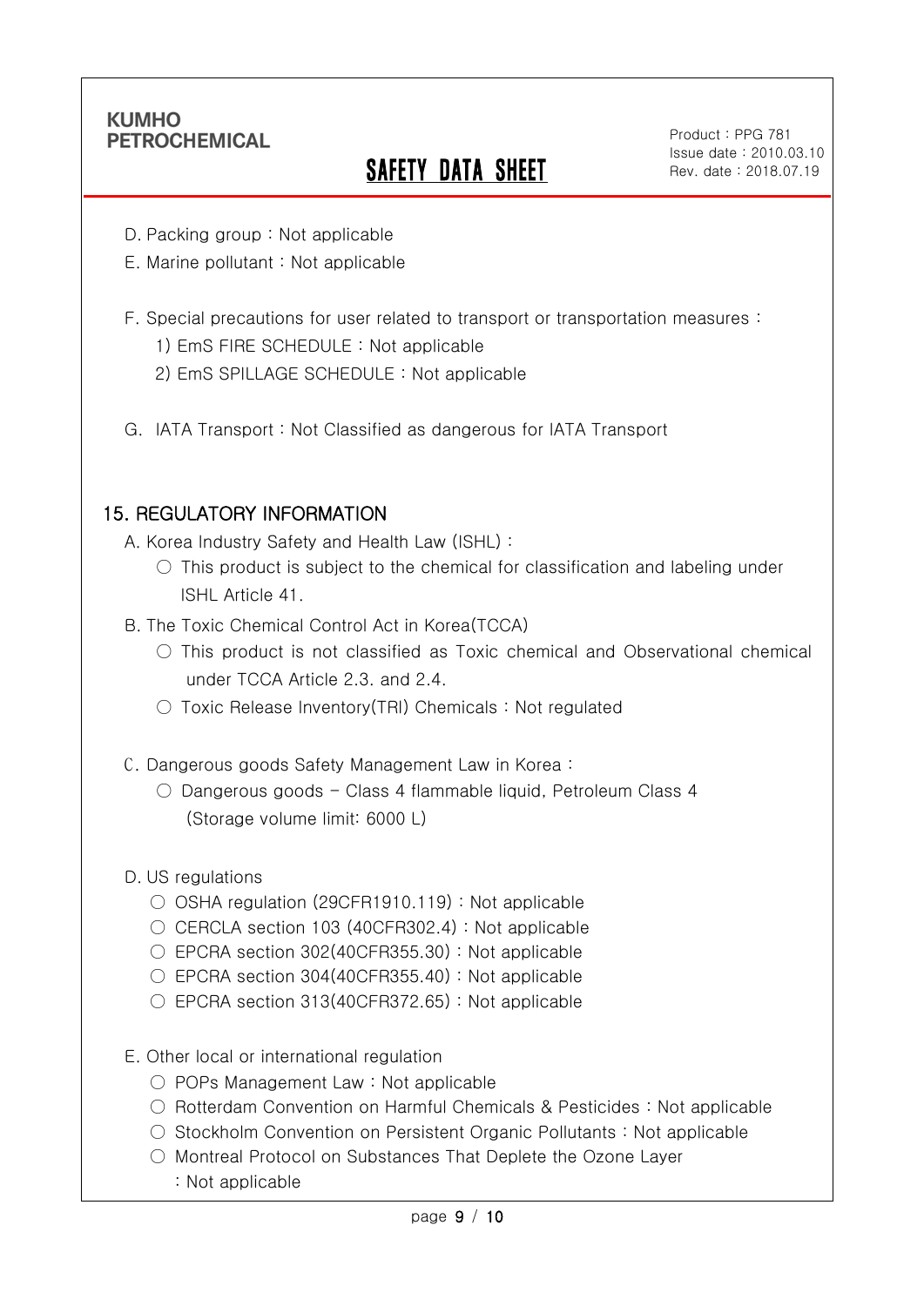D. Packing group : Not applicable

E. Marine pollutant : Not applicable

F. Special precautions for user related to transport or transportation measures :

1) EmS FIRE SCHEDULE : Not applicable

2) EmS SPILLAGE SCHEDULE : Not applicable

G. IATA Transport : Not Classified as dangerous for IATA Transport

## 15. REGULATORY INFORMATION

A. Korea Industry Safety and Health Law (ISHL) :

○ This product is subject to the chemical for classification and labeling under ISHL Article 41.

B. The Toxic Chemical Control Act in Korea(TCCA)

○ This product is not classified as Toxic chemical and Observational chemical under TCCA Article 2.3. and 2.4.

○ Toxic Release Inventory(TRI) Chemicals : Not regulated

C. Dangerous goods Safety Management Law in Korea :

○ Dangerous goods – Class 4 flammable liquid, Petroleum Class 4 (Storage volume limit: 6000 L)

D. US regulations

○ OSHA regulation (29CFR1910.119) : Not applicable

○ CERCLA section 103 (40CFR302.4) : Not applicable

○ EPCRA section 302(40CFR355.30) : Not applicable

○ EPCRA section 304(40CFR355.40) : Not applicable

○ EPCRA section 313(40CFR372.65) : Not applicable

E. Other local or international regulation

○ POPs Management Law : Not applicable

○ Rotterdam Convention on Harmful Chemicals & Pesticides : Not applicable

○ Stockholm Convention on Persistent Organic Pollutants : Not applicable

○ Montreal Protocol on Substances That Deplete the Ozone Layer : Not applicable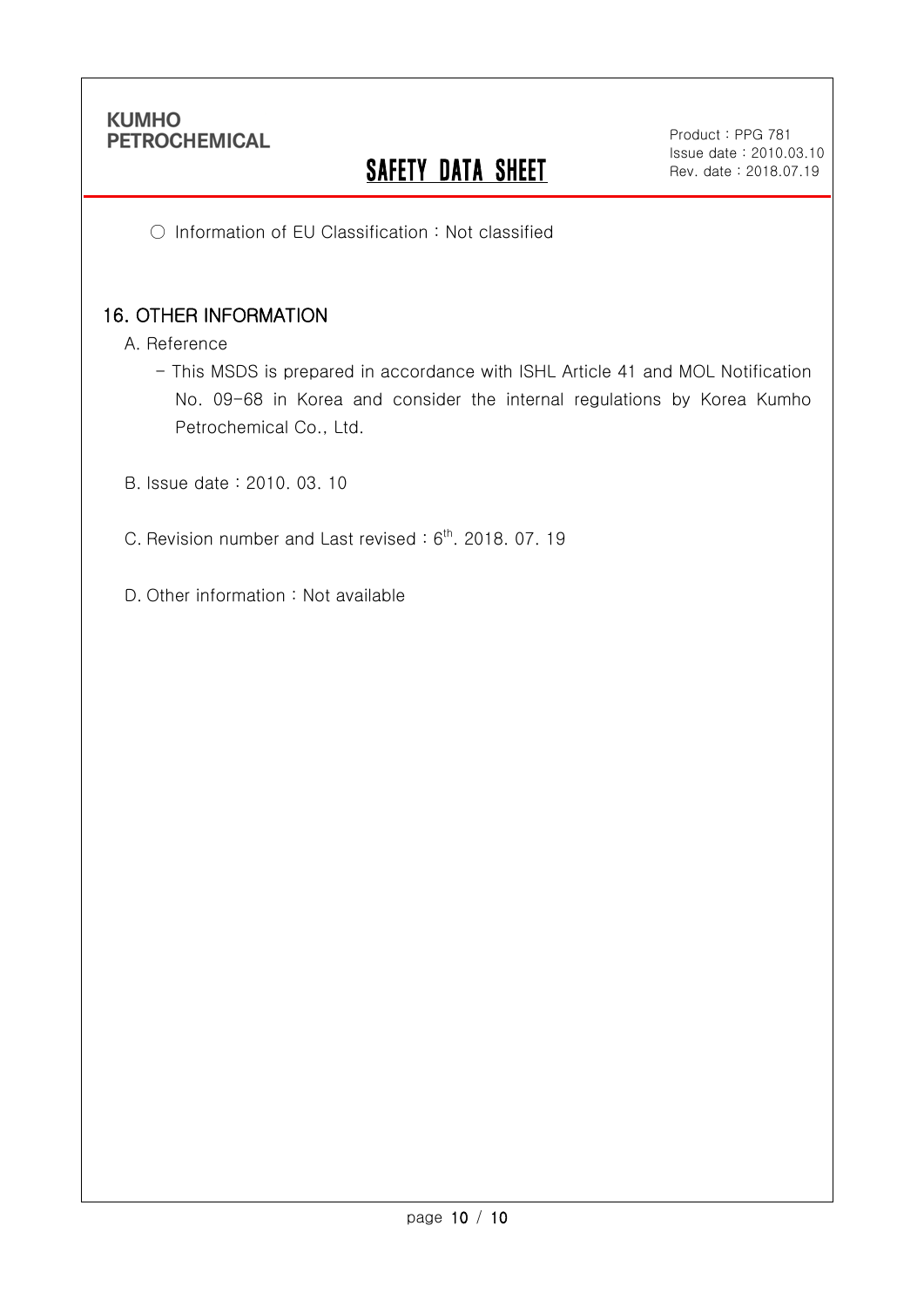○ Information of EU Classification : Not classified

## 16. OTHER INFORMATION

A. Reference

- This MSDS is prepared in accordance with ISHL Article 41 and MOL Notification No. 09-68 in Korea and consider the internal regulations by Korea Kumho Petrochemical Co., Ltd.

B. Issue date : 2010. 03. 10

C. Revision number and Last revised : $6^{th}$. 2018. 07. 19

D. Other information : Not available